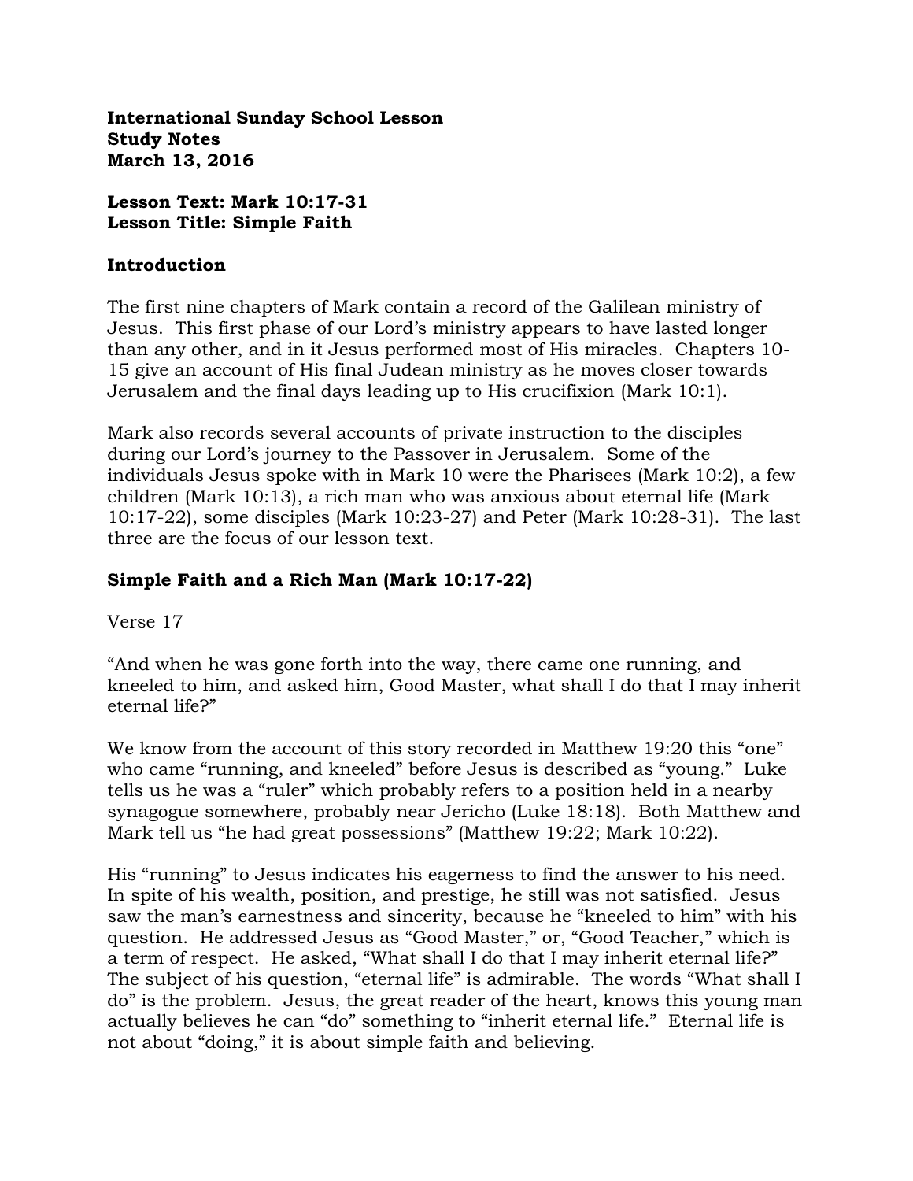**International Sunday School Lesson**
**Study Notes**
**March 13, 2016**

**Lesson Text: Mark 10:17-31**
**Lesson Title: Simple Faith**

## Introduction

The first nine chapters of Mark contain a record of the Galilean ministry of Jesus. This first phase of our Lord's ministry appears to have lasted longer than any other, and in it Jesus performed most of His miracles. Chapters 10-15 give an account of His final Judean ministry as he moves closer towards Jerusalem and the final days leading up to His crucifixion (Mark 10:1).

Mark also records several accounts of private instruction to the disciples during our Lord's journey to the Passover in Jerusalem. Some of the individuals Jesus spoke with in Mark 10 were the Pharisees (Mark 10:2), a few children (Mark 10:13), a rich man who was anxious about eternal life (Mark 10:17-22), some disciples (Mark 10:23-27) and Peter (Mark 10:28-31). The last three are the focus of our lesson text.

## Simple Faith and a Rich Man (Mark 10:17-22)

Verse 17

"And when he was gone forth into the way, there came one running, and kneeled to him, and asked him, Good Master, what shall I do that I may inherit eternal life?"

We know from the account of this story recorded in Matthew 19:20 this "one" who came "running, and kneeled" before Jesus is described as "young." Luke tells us he was a "ruler" which probably refers to a position held in a nearby synagogue somewhere, probably near Jericho (Luke 18:18). Both Matthew and Mark tell us "he had great possessions" (Matthew 19:22; Mark 10:22).

His "running" to Jesus indicates his eagerness to find the answer to his need. In spite of his wealth, position, and prestige, he still was not satisfied. Jesus saw the man's earnestness and sincerity, because he "kneeled to him" with his question. He addressed Jesus as "Good Master," or, "Good Teacher," which is a term of respect. He asked, "What shall I do that I may inherit eternal life?" The subject of his question, "eternal life" is admirable. The words "What shall I do" is the problem. Jesus, the great reader of the heart, knows this young man actually believes he can "do" something to "inherit eternal life." Eternal life is not about "doing," it is about simple faith and believing.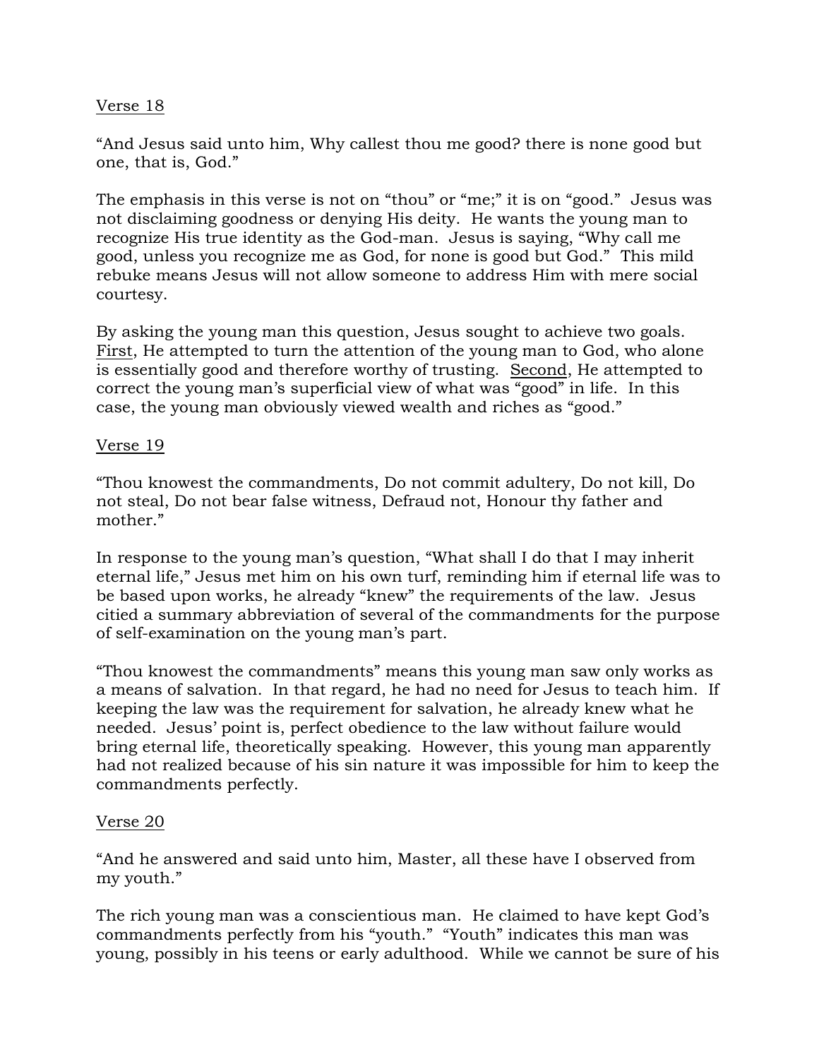Verse 18

"And Jesus said unto him, Why callest thou me good? there is none good but one, that is, God."

The emphasis in this verse is not on "thou" or "me;" it is on "good." Jesus was not disclaiming goodness or denying His deity. He wants the young man to recognize His true identity as the God-man. Jesus is saying, "Why call me good, unless you recognize me as God, for none is good but God." This mild rebuke means Jesus will not allow someone to address Him with mere social courtesy.

By asking the young man this question, Jesus sought to achieve two goals. First, He attempted to turn the attention of the young man to God, who alone is essentially good and therefore worthy of trusting. Second, He attempted to correct the young man's superficial view of what was "good" in life. In this case, the young man obviously viewed wealth and riches as "good."

Verse 19

"Thou knowest the commandments, Do not commit adultery, Do not kill, Do not steal, Do not bear false witness, Defraud not, Honour thy father and mother."

In response to the young man's question, "What shall I do that I may inherit eternal life," Jesus met him on his own turf, reminding him if eternal life was to be based upon works, he already "knew" the requirements of the law. Jesus citied a summary abbreviation of several of the commandments for the purpose of self-examination on the young man's part.

"Thou knowest the commandments" means this young man saw only works as a means of salvation. In that regard, he had no need for Jesus to teach him. If keeping the law was the requirement for salvation, he already knew what he needed. Jesus' point is, perfect obedience to the law without failure would bring eternal life, theoretically speaking. However, this young man apparently had not realized because of his sin nature it was impossible for him to keep the commandments perfectly.

Verse 20

"And he answered and said unto him, Master, all these have I observed from my youth."

The rich young man was a conscientious man. He claimed to have kept God's commandments perfectly from his "youth." "Youth" indicates this man was young, possibly in his teens or early adulthood. While we cannot be sure of his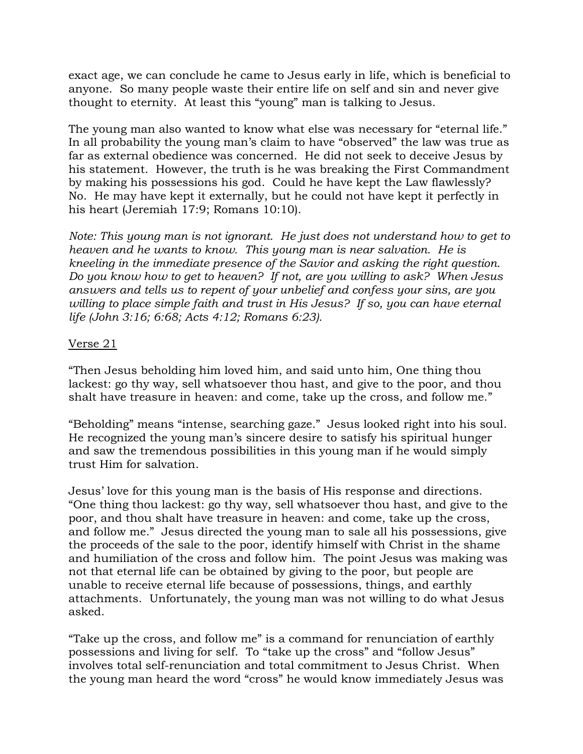exact age, we can conclude he came to Jesus early in life, which is beneficial to anyone. So many people waste their entire life on self and sin and never give thought to eternity. At least this "young" man is talking to Jesus.

The young man also wanted to know what else was necessary for "eternal life." In all probability the young man's claim to have "observed" the law was true as far as external obedience was concerned. He did not seek to deceive Jesus by his statement. However, the truth is he was breaking the First Commandment by making his possessions his god. Could he have kept the Law flawlessly? No. He may have kept it externally, but he could not have kept it perfectly in his heart (Jeremiah 17:9; Romans 10:10).

*Note: This young man is not ignorant. He just does not understand how to get to heaven and he wants to know. This young man is near salvation. He is kneeling in the immediate presence of the Savior and asking the right question. Do you know how to get to heaven? If not, are you willing to ask? When Jesus answers and tells us to repent of your unbelief and confess your sins, are you willing to place simple faith and trust in His Jesus? If so, you can have eternal life (John 3:16; 6:68; Acts 4:12; Romans 6:23).*

<u>Verse 21</u>

"Then Jesus beholding him loved him, and said unto him, One thing thou lackest: go thy way, sell whatsoever thou hast, and give to the poor, and thou shalt have treasure in heaven: and come, take up the cross, and follow me."

"Beholding" means "intense, searching gaze." Jesus looked right into his soul. He recognized the young man's sincere desire to satisfy his spiritual hunger and saw the tremendous possibilities in this young man if he would simply trust Him for salvation.

Jesus' love for this young man is the basis of His response and directions. "One thing thou lackest: go thy way, sell whatsoever thou hast, and give to the poor, and thou shalt have treasure in heaven: and come, take up the cross, and follow me." Jesus directed the young man to sale all his possessions, give the proceeds of the sale to the poor, identify himself with Christ in the shame and humiliation of the cross and follow him. The point Jesus was making was not that eternal life can be obtained by giving to the poor, but people are unable to receive eternal life because of possessions, things, and earthly attachments. Unfortunately, the young man was not willing to do what Jesus asked.

"Take up the cross, and follow me" is a command for renunciation of earthly possessions and living for self. To "take up the cross" and "follow Jesus" involves total self-renunciation and total commitment to Jesus Christ. When the young man heard the word "cross" he would know immediately Jesus was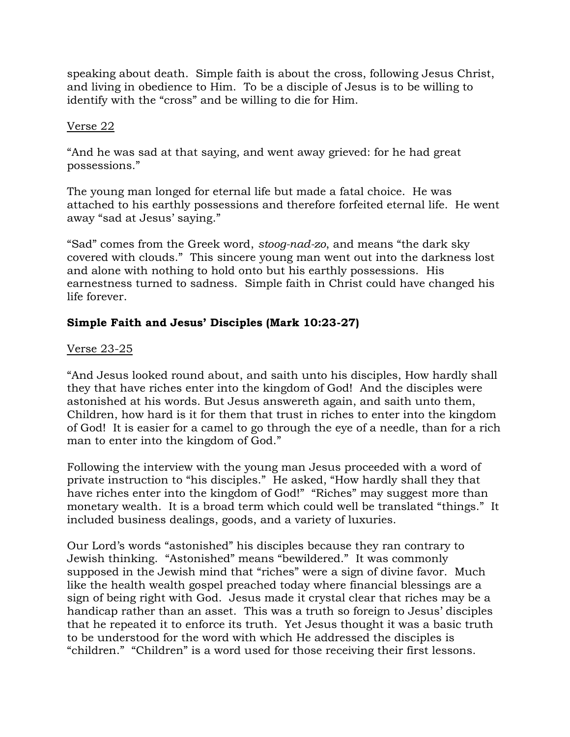speaking about death. Simple faith is about the cross, following Jesus Christ, and living in obedience to Him. To be a disciple of Jesus is to be willing to identify with the "cross" and be willing to die for Him.

<u>Verse 22</u>

"And he was sad at that saying, and went away grieved: for he had great possessions."

The young man longed for eternal life but made a fatal choice. He was attached to his earthly possessions and therefore forfeited eternal life. He went away "sad at Jesus' saying."

"Sad" comes from the Greek word, *stoog-nad-zo*, and means "the dark sky covered with clouds." This sincere young man went out into the darkness lost and alone with nothing to hold onto but his earthly possessions. His earnestness turned to sadness. Simple faith in Christ could have changed his life forever.

**Simple Faith and Jesus' Disciples (Mark 10:23-27)**

<u>Verse 23-25</u>

"And Jesus looked round about, and saith unto his disciples, How hardly shall they that have riches enter into the kingdom of God! And the disciples were astonished at his words. But Jesus answereth again, and saith unto them, Children, how hard is it for them that trust in riches to enter into the kingdom of God! It is easier for a camel to go through the eye of a needle, than for a rich man to enter into the kingdom of God."

Following the interview with the young man Jesus proceeded with a word of private instruction to "his disciples." He asked, "How hardly shall they that have riches enter into the kingdom of God!" "Riches" may suggest more than monetary wealth. It is a broad term which could well be translated "things." It included business dealings, goods, and a variety of luxuries.

Our Lord's words "astonished" his disciples because they ran contrary to Jewish thinking. "Astonished" means "bewildered." It was commonly supposed in the Jewish mind that "riches" were a sign of divine favor. Much like the health wealth gospel preached today where financial blessings are a sign of being right with God. Jesus made it crystal clear that riches may be a handicap rather than an asset. This was a truth so foreign to Jesus' disciples that he repeated it to enforce its truth. Yet Jesus thought it was a basic truth to be understood for the word with which He addressed the disciples is "children." "Children" is a word used for those receiving their first lessons.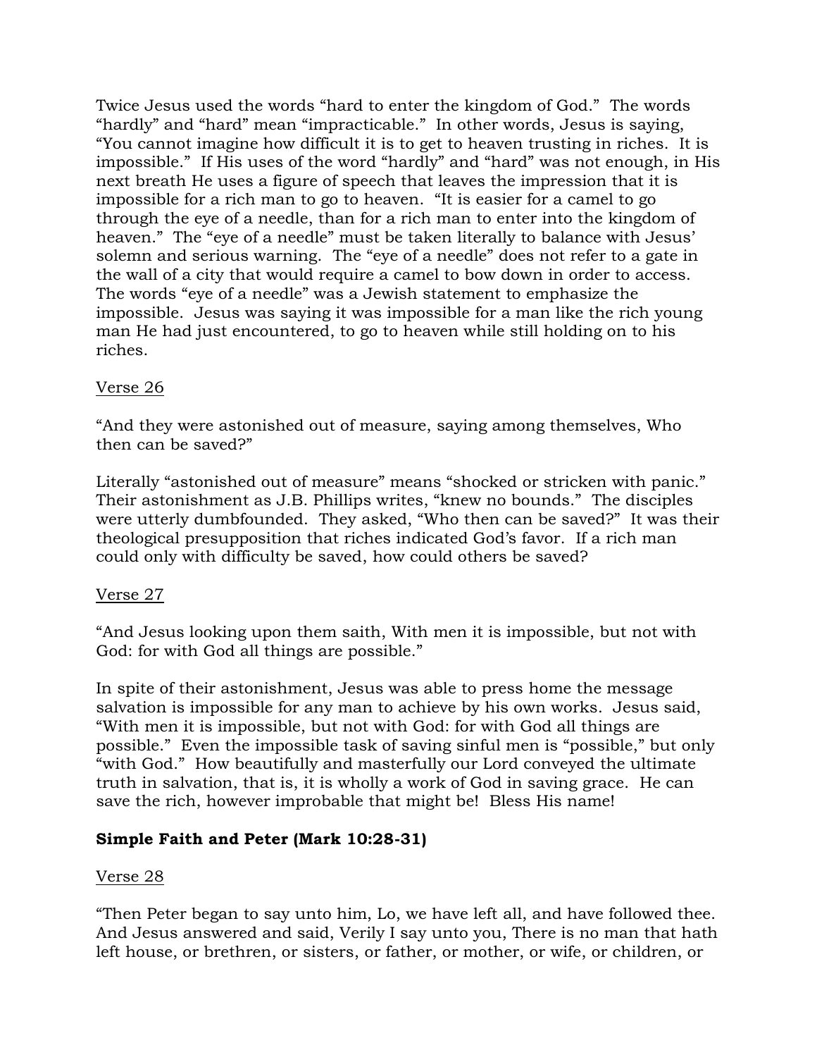Twice Jesus used the words "hard to enter the kingdom of God." The words "hardly" and "hard" mean "impracticable." In other words, Jesus is saying, "You cannot imagine how difficult it is to get to heaven trusting in riches. It is impossible." If His uses of the word "hardly" and "hard" was not enough, in His next breath He uses a figure of speech that leaves the impression that it is impossible for a rich man to go to heaven. "It is easier for a camel to go through the eye of a needle, than for a rich man to enter into the kingdom of heaven." The "eye of a needle" must be taken literally to balance with Jesus' solemn and serious warning. The "eye of a needle" does not refer to a gate in the wall of a city that would require a camel to bow down in order to access. The words "eye of a needle" was a Jewish statement to emphasize the impossible. Jesus was saying it was impossible for a man like the rich young man He had just encountered, to go to heaven while still holding on to his riches.

<u>Verse 26</u>

"And they were astonished out of measure, saying among themselves, Who then can be saved?"

Literally "astonished out of measure" means "shocked or stricken with panic." Their astonishment as J.B. Phillips writes, "knew no bounds." The disciples were utterly dumbfounded. They asked, "Who then can be saved?" It was their theological presupposition that riches indicated God's favor. If a rich man could only with difficulty be saved, how could others be saved?

<u>Verse 27</u>

"And Jesus looking upon them saith, With men it is impossible, but not with God: for with God all things are possible."

In spite of their astonishment, Jesus was able to press home the message salvation is impossible for any man to achieve by his own works. Jesus said, "With men it is impossible, but not with God: for with God all things are possible." Even the impossible task of saving sinful men is "possible," but only "with God." How beautifully and masterfully our Lord conveyed the ultimate truth in salvation, that is, it is wholly a work of God in saving grace. He can save the rich, however improbable that might be! Bless His name!

**Simple Faith and Peter (Mark 10:28-31)**

<u>Verse 28</u>

"Then Peter began to say unto him, Lo, we have left all, and have followed thee. And Jesus answered and said, Verily I say unto you, There is no man that hath left house, or brethren, or sisters, or father, or mother, or wife, or children, or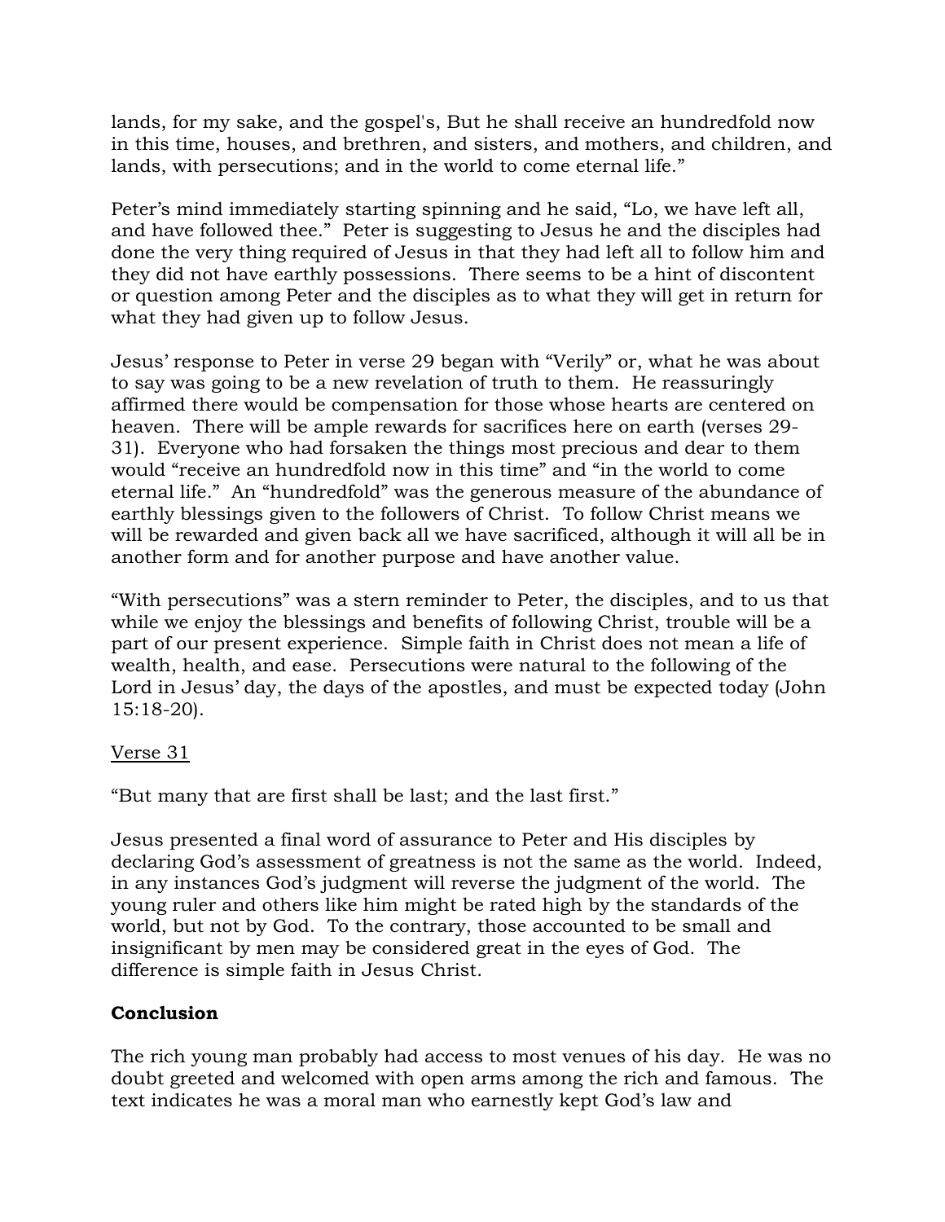lands, for my sake, and the gospel's, But he shall receive an hundredfold now in this time, houses, and brethren, and sisters, and mothers, and children, and lands, with persecutions; and in the world to come eternal life."

Peter's mind immediately starting spinning and he said, "Lo, we have left all, and have followed thee." Peter is suggesting to Jesus he and the disciples had done the very thing required of Jesus in that they had left all to follow him and they did not have earthly possessions. There seems to be a hint of discontent or question among Peter and the disciples as to what they will get in return for what they had given up to follow Jesus.

Jesus' response to Peter in verse 29 began with "Verily" or, what he was about to say was going to be a new revelation of truth to them. He reassuringly affirmed there would be compensation for those whose hearts are centered on heaven. There will be ample rewards for sacrifices here on earth (verses 29-31). Everyone who had forsaken the things most precious and dear to them would "receive an hundredfold now in this time" and "in the world to come eternal life." An "hundredfold" was the generous measure of the abundance of earthly blessings given to the followers of Christ. To follow Christ means we will be rewarded and given back all we have sacrificed, although it will all be in another form and for another purpose and have another value.

"With persecutions" was a stern reminder to Peter, the disciples, and to us that while we enjoy the blessings and benefits of following Christ, trouble will be a part of our present experience. Simple faith in Christ does not mean a life of wealth, health, and ease. Persecutions were natural to the following of the Lord in Jesus' day, the days of the apostles, and must be expected today (John 15:18-20).

Verse 31

"But many that are first shall be last; and the last first."

Jesus presented a final word of assurance to Peter and His disciples by declaring God's assessment of greatness is not the same as the world. Indeed, in any instances God's judgment will reverse the judgment of the world. The young ruler and others like him might be rated high by the standards of the world, but not by God. To the contrary, those accounted to be small and insignificant by men may be considered great in the eyes of God. The difference is simple faith in Jesus Christ.

**Conclusion**

The rich young man probably had access to most venues of his day. He was no doubt greeted and welcomed with open arms among the rich and famous. The text indicates he was a moral man who earnestly kept God's law and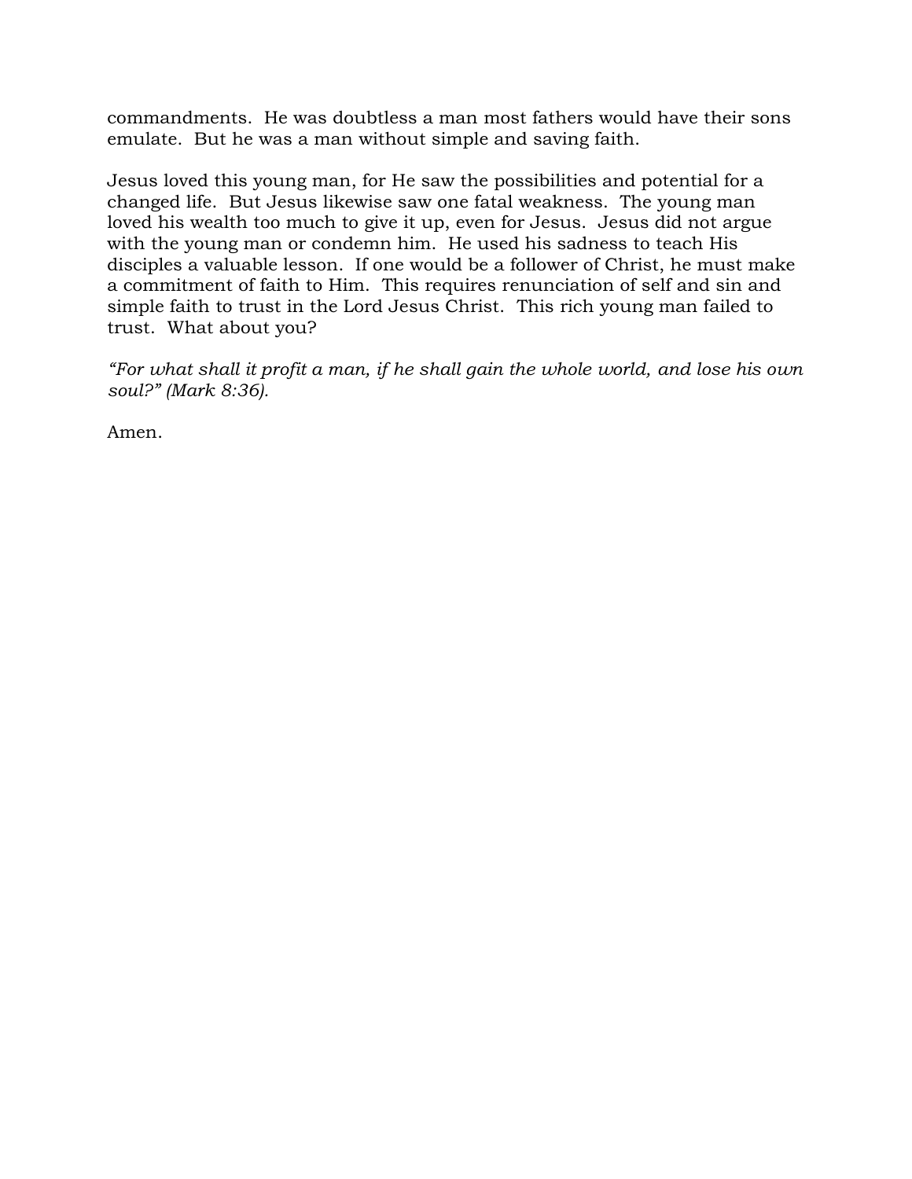commandments.  He was doubtless a man most fathers would have their sons emulate.  But he was a man without simple and saving faith.

Jesus loved this young man, for He saw the possibilities and potential for a changed life.  But Jesus likewise saw one fatal weakness.  The young man loved his wealth too much to give it up, even for Jesus.  Jesus did not argue with the young man or condemn him.  He used his sadness to teach His disciples a valuable lesson.  If one would be a follower of Christ, he must make a commitment of faith to Him.  This requires renunciation of self and sin and simple faith to trust in the Lord Jesus Christ.  This rich young man failed to trust.  What about you?

*"For what shall it profit a man, if he shall gain the whole world, and lose his own soul?" (Mark 8:36).*

Amen.